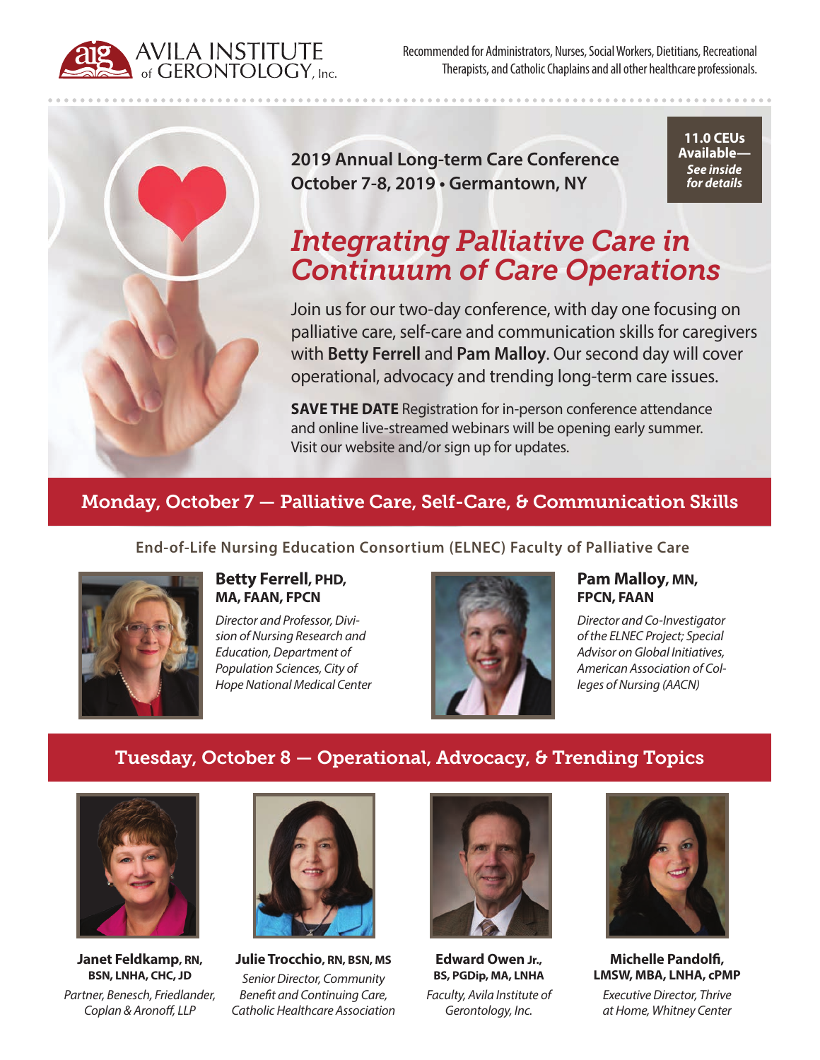AVILA INSTITUTE of GERONTOLOGY, Inc.

Recommended for Administrators, Nurses, Social Workers, Dietitians, Recreational Therapists, and Catholic Chaplains and all other healthcare professionals.

**11.0 CEUs Available—** ***See inside for details***

**2019 Annual Long-term Care Conference**
**October 7-8, 2019 • Germantown, NY**

# *Integrating Palliative Care in Continuum of Care Operations*

Join us for our two-day conference, with day one focusing on palliative care, self-care and communication skills for caregivers with **Betty Ferrell** and **Pam Malloy**. Our second day will cover operational, advocacy and trending long-term care issues.

**SAVE THE DATE** Registration for in-person conference attendance and online live-streamed webinars will be opening early summer. Visit our website and/or sign up for updates.

## Monday, October 7 — Palliative Care, Self-Care, & Communication Skills

### End-of-Life Nursing Education Consortium (ELNEC) Faculty of Palliative Care

**Betty Ferrell, PHD, MA, FAAN, FPCN**
*Director and Professor, Division of Nursing Research and Education, Department of Population Sciences, City of Hope National Medical Center*

**Pam Malloy, MN, FPCN, FAAN**
*Director and Co-Investigator of the ELNEC Project; Special Advisor on Global Initiatives, American Association of Colleges of Nursing (AACN)*

## Tuesday, October 8 — Operational, Advocacy, & Trending Topics

**Janet Feldkamp, RN, BSN, LNHA, CHC, JD**
*Partner, Benesch, Friedlander, Coplan & Aronoff, LLP*

**Julie Trocchio, RN, BSN, MS**
*Senior Director, Community Benefit and Continuing Care, Catholic Healthcare Association*

**Edward Owen Jr., BS, PGDip, MA, LNHA**
*Faculty, Avila Institute of Gerontology, Inc.*

**Michelle Pandolfi, LMSW, MBA, LNHA, cPMP**
*Executive Director, Thrive at Home, Whitney Center*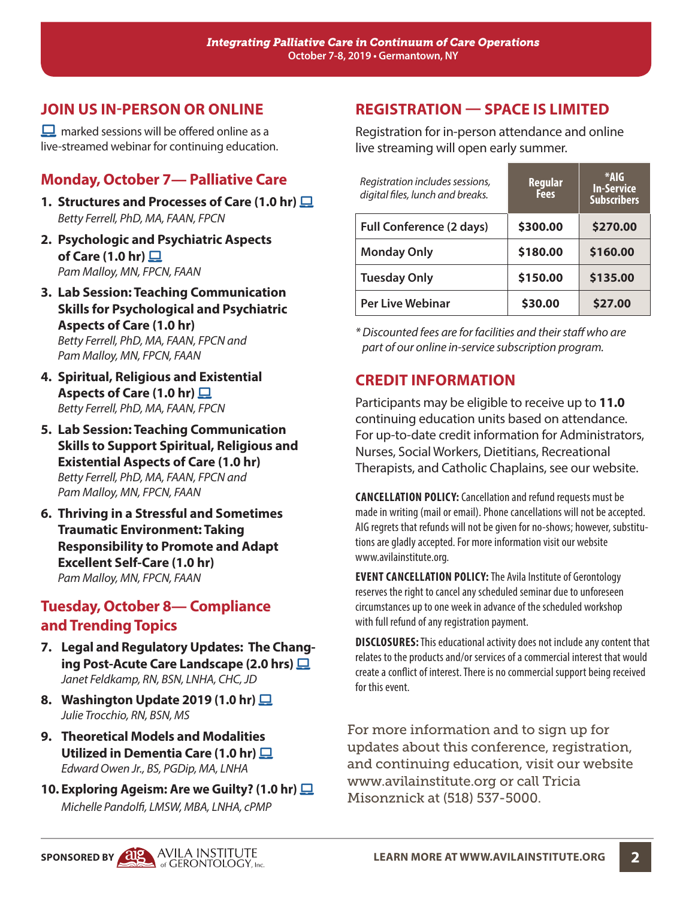## JOIN US IN-PERSON OR ONLINE

💻 marked sessions will be offered online as a live-streamed webinar for continuing education.

### Monday, October 7— Palliative Care

1. **Structures and Processes of Care (1.0 hr)** 💻
   *Betty Ferrell, PhD, MA, FAAN, FPCN*
2. **Psychologic and Psychiatric Aspects of Care (1.0 hr)** 💻
   *Pam Malloy, MN, FPCN, FAAN*
3. **Lab Session: Teaching Communication Skills for Psychological and Psychiatric Aspects of Care (1.0 hr)**
   *Betty Ferrell, PhD, MA, FAAN, FPCN and Pam Malloy, MN, FPCN, FAAN*
4. **Spiritual, Religious and Existential Aspects of Care (1.0 hr)** 💻
   *Betty Ferrell, PhD, MA, FAAN, FPCN*
5. **Lab Session: Teaching Communication Skills to Support Spiritual, Religious and Existential Aspects of Care (1.0 hr)**
   *Betty Ferrell, PhD, MA, FAAN, FPCN and Pam Malloy, MN, FPCN, FAAN*
6. **Thriving in a Stressful and Sometimes Traumatic Environment: Taking Responsibility to Promote and Adapt Excellent Self-Care (1.0 hr)**
   *Pam Malloy, MN, FPCN, FAAN*

### Tuesday, October 8— Compliance and Trending Topics

7. **Legal and Regulatory Updates: The Changing Post-Acute Care Landscape (2.0 hrs)** 💻
   *Janet Feldkamp, RN, BSN, LNHA, CHC, JD*
8. **Washington Update 2019 (1.0 hr)** 💻
   *Julie Trocchio, RN, BSN, MS*
9. **Theoretical Models and Modalities Utilized in Dementia Care (1.0 hr)** 💻
   *Edward Owen Jr., BS, PGDip, MA, LNHA*
10. **Exploring Ageism: Are we Guilty? (1.0 hr)** 💻
    *Michelle Pandolfi, LMSW, MBA, LNHA, cPMP*

## REGISTRATION — SPACE IS LIMITED

Registration for in-person attendance and online live streaming will open early summer.

| *Registration includes sessions, digital files, lunch and breaks.* | Regular Fees | *AIG In-Service Subscribers |
|---|---|---|
| Full Conference (2 days) | $300.00 | $270.00 |
| Monday Only | $180.00 | $160.00 |
| Tuesday Only | $150.00 | $135.00 |
| Per Live Webinar | $30.00 | $27.00 |

*\* Discounted fees are for facilities and their staff who are part of our online in-service subscription program.*

## CREDIT INFORMATION

Participants may be eligible to receive up to **11.0** continuing education units based on attendance. For up-to-date credit information for Administrators, Nurses, Social Workers, Dietitians, Recreational Therapists, and Catholic Chaplains, see our website.

**CANCELLATION POLICY:** Cancellation and refund requests must be made in writing (mail or email). Phone cancellations will not be accepted. AIG regrets that refunds will not be given for no-shows; however, substitutions are gladly accepted. For more information visit our website www.avilainstitute.org.

**EVENT CANCELLATION POLICY:** The Avila Institute of Gerontology reserves the right to cancel any scheduled seminar due to unforeseen circumstances up to one week in advance of the scheduled workshop with full refund of any registration payment.

**DISCLOSURES:** This educational activity does not include any content that relates to the products and/or services of a commercial interest that would create a conflict of interest. There is no commercial support being received for this event.

For more information and to sign up for updates about this conference, registration, and continuing education, visit our website www.avilainstitute.org or call Tricia Misonznick at (518) 537-5000.

**SPONSORED BY** AIG AVILA INSTITUTE of GERONTOLOGY, Inc.

**LEARN MORE AT WWW.AVILAINSTITUTE.ORG**